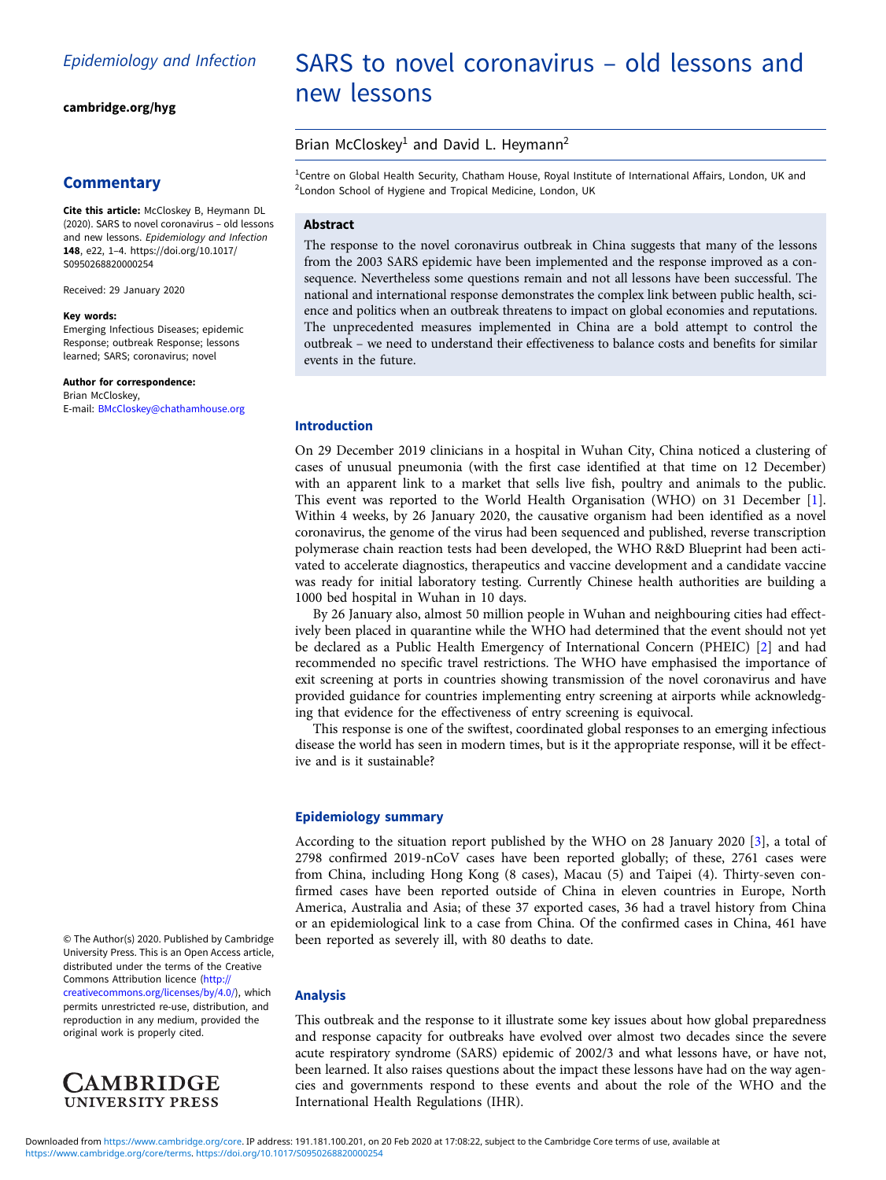*Epidemiology and Infection*

**cambridge.org/hyg**

## Commentary

**Cite this article:** McCloskey B, Heymann DL (2020). SARS to novel coronavirus – old lessons and new lessons. *Epidemiology and Infection* **148**, e22, 1–4. https://doi.org/10.1017/S0950268820000254

Received: 29 January 2020

**Key words:**
Emerging Infectious Diseases; epidemic Response; outbreak Response; lessons learned; SARS; coronavirus; novel

**Author for correspondence:**
Brian McCloskey,
E-mail: BMcCloskey@chathamhouse.org

© The Author(s) 2020. Published by Cambridge University Press. This is an Open Access article, distributed under the terms of the Creative Commons Attribution licence (http://creativecommons.org/licenses/by/4.0/), which permits unrestricted re-use, distribution, and reproduction in any medium, provided the original work is properly cited.

# SARS to novel coronavirus – old lessons and new lessons

Brian McCloskey[1] and David L. Heymann[2]

[1]Centre on Global Health Security, Chatham House, Royal Institute of International Affairs, London, UK and [2]London School of Hygiene and Tropical Medicine, London, UK

### Abstract

The response to the novel coronavirus outbreak in China suggests that many of the lessons from the 2003 SARS epidemic have been implemented and the response improved as a consequence. Nevertheless some questions remain and not all lessons have been successful. The national and international response demonstrates the complex link between public health, science and politics when an outbreak threatens to impact on global economies and reputations. The unprecedented measures implemented in China are a bold attempt to control the outbreak – we need to understand their effectiveness to balance costs and benefits for similar events in the future.

## Introduction

On 29 December 2019 clinicians in a hospital in Wuhan City, China noticed a clustering of cases of unusual pneumonia (with the first case identified at that time on 12 December) with an apparent link to a market that sells live fish, poultry and animals to the public. This event was reported to the World Health Organisation (WHO) on 31 December [1]. Within 4 weeks, by 26 January 2020, the causative organism had been identified as a novel coronavirus, the genome of the virus had been sequenced and published, reverse transcription polymerase chain reaction tests had been developed, the WHO R&D Blueprint had been activated to accelerate diagnostics, therapeutics and vaccine development and a candidate vaccine was ready for initial laboratory testing. Currently Chinese health authorities are building a 1000 bed hospital in Wuhan in 10 days.

By 26 January also, almost 50 million people in Wuhan and neighbouring cities had effectively been placed in quarantine while the WHO had determined that the event should not yet be declared as a Public Health Emergency of International Concern (PHEIC) [2] and had recommended no specific travel restrictions. The WHO have emphasised the importance of exit screening at ports in countries showing transmission of the novel coronavirus and have provided guidance for countries implementing entry screening at airports while acknowledging that evidence for the effectiveness of entry screening is equivocal.

This response is one of the swiftest, coordinated global responses to an emerging infectious disease the world has seen in modern times, but is it the appropriate response, will it be effective and is it sustainable?

## Epidemiology summary

According to the situation report published by the WHO on 28 January 2020 [3], a total of 2798 confirmed 2019-nCoV cases have been reported globally; of these, 2761 cases were from China, including Hong Kong (8 cases), Macau (5) and Taipei (4). Thirty-seven confirmed cases have been reported outside of China in eleven countries in Europe, North America, Australia and Asia; of these 37 exported cases, 36 had a travel history from China or an epidemiological link to a case from China. Of the confirmed cases in China, 461 have been reported as severely ill, with 80 deaths to date.

## Analysis

This outbreak and the response to it illustrate some key issues about how global preparedness and response capacity for outbreaks have evolved over almost two decades since the severe acute respiratory syndrome (SARS) epidemic of 2002/3 and what lessons have, or have not, been learned. It also raises questions about the impact these lessons have had on the way agencies and governments respond to these events and about the role of the WHO and the International Health Regulations (IHR).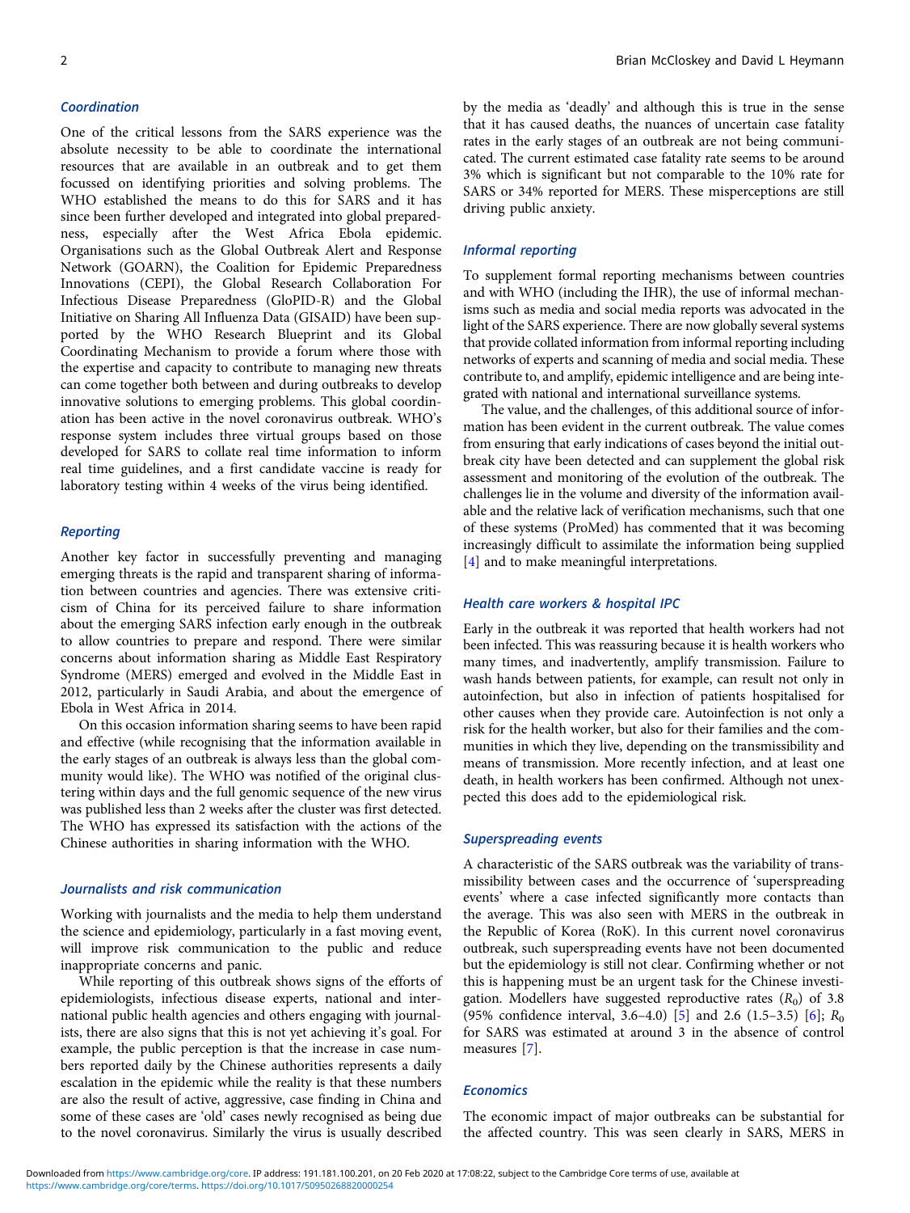### Coordination

One of the critical lessons from the SARS experience was the absolute necessity to be able to coordinate the international resources that are available in an outbreak and to get them focussed on identifying priorities and solving problems. The WHO established the means to do this for SARS and it has since been further developed and integrated into global preparedness, especially after the West Africa Ebola epidemic. Organisations such as the Global Outbreak Alert and Response Network (GOARN), the Coalition for Epidemic Preparedness Innovations (CEPI), the Global Research Collaboration For Infectious Disease Preparedness (GloPID-R) and the Global Initiative on Sharing All Influenza Data (GISAID) have been supported by the WHO Research Blueprint and its Global Coordinating Mechanism to provide a forum where those with the expertise and capacity to contribute to managing new threats can come together both between and during outbreaks to develop innovative solutions to emerging problems. This global coordination has been active in the novel coronavirus outbreak. WHO's response system includes three virtual groups based on those developed for SARS to collate real time information to inform real time guidelines, and a first candidate vaccine is ready for laboratory testing within 4 weeks of the virus being identified.

### Reporting

Another key factor in successfully preventing and managing emerging threats is the rapid and transparent sharing of information between countries and agencies. There was extensive criticism of China for its perceived failure to share information about the emerging SARS infection early enough in the outbreak to allow countries to prepare and respond. There were similar concerns about information sharing as Middle East Respiratory Syndrome (MERS) emerged and evolved in the Middle East in 2012, particularly in Saudi Arabia, and about the emergence of Ebola in West Africa in 2014.

On this occasion information sharing seems to have been rapid and effective (while recognising that the information available in the early stages of an outbreak is always less than the global community would like). The WHO was notified of the original clustering within days and the full genomic sequence of the new virus was published less than 2 weeks after the cluster was first detected. The WHO has expressed its satisfaction with the actions of the Chinese authorities in sharing information with the WHO.

### Journalists and risk communication

Working with journalists and the media to help them understand the science and epidemiology, particularly in a fast moving event, will improve risk communication to the public and reduce inappropriate concerns and panic.

While reporting of this outbreak shows signs of the efforts of epidemiologists, infectious disease experts, national and international public health agencies and others engaging with journalists, there are also signs that this is not yet achieving it's goal. For example, the public perception is that the increase in case numbers reported daily by the Chinese authorities represents a daily escalation in the epidemic while the reality is that these numbers are also the result of active, aggressive, case finding in China and some of these cases are 'old' cases newly recognised as being due to the novel coronavirus. Similarly the virus is usually described by the media as 'deadly' and although this is true in the sense that it has caused deaths, the nuances of uncertain case fatality rates in the early stages of an outbreak are not being communicated. The current estimated case fatality rate seems to be around 3% which is significant but not comparable to the 10% rate for SARS or 34% reported for MERS. These misperceptions are still driving public anxiety.

### Informal reporting

To supplement formal reporting mechanisms between countries and with WHO (including the IHR), the use of informal mechanisms such as media and social media reports was advocated in the light of the SARS experience. There are now globally several systems that provide collated information from informal reporting including networks of experts and scanning of media and social media. These contribute to, and amplify, epidemic intelligence and are being integrated with national and international surveillance systems.

The value, and the challenges, of this additional source of information has been evident in the current outbreak. The value comes from ensuring that early indications of cases beyond the initial outbreak city have been detected and can supplement the global risk assessment and monitoring of the evolution of the outbreak. The challenges lie in the volume and diversity of the information available and the relative lack of verification mechanisms, such that one of these systems (ProMed) has commented that it was becoming increasingly difficult to assimilate the information being supplied [4] and to make meaningful interpretations.

### Health care workers & hospital IPC

Early in the outbreak it was reported that health workers had not been infected. This was reassuring because it is health workers who many times, and inadvertently, amplify transmission. Failure to wash hands between patients, for example, can result not only in autoinfection, but also in infection of patients hospitalised for other causes when they provide care. Autoinfection is not only a risk for the health worker, but also for their families and the communities in which they live, depending on the transmissibility and means of transmission. More recently infection, and at least one death, in health workers has been confirmed. Although not unexpected this does add to the epidemiological risk.

### Superspreading events

A characteristic of the SARS outbreak was the variability of transmissibility between cases and the occurrence of 'superspreading events' where a case infected significantly more contacts than the average. This was also seen with MERS in the outbreak in the Republic of Korea (RoK). In this current novel coronavirus outbreak, such superspreading events have not been documented but the epidemiology is still not clear. Confirming whether or not this is happening must be an urgent task for the Chinese investigation. Modellers have suggested reproductive rates ($R_0$) of 3.8 (95% confidence interval, 3.6–4.0) [5] and 2.6 (1.5–3.5) [6]; $R_0$ for SARS was estimated at around 3 in the absence of control measures [7].

### Economics

The economic impact of major outbreaks can be substantial for the affected country. This was seen clearly in SARS, MERS in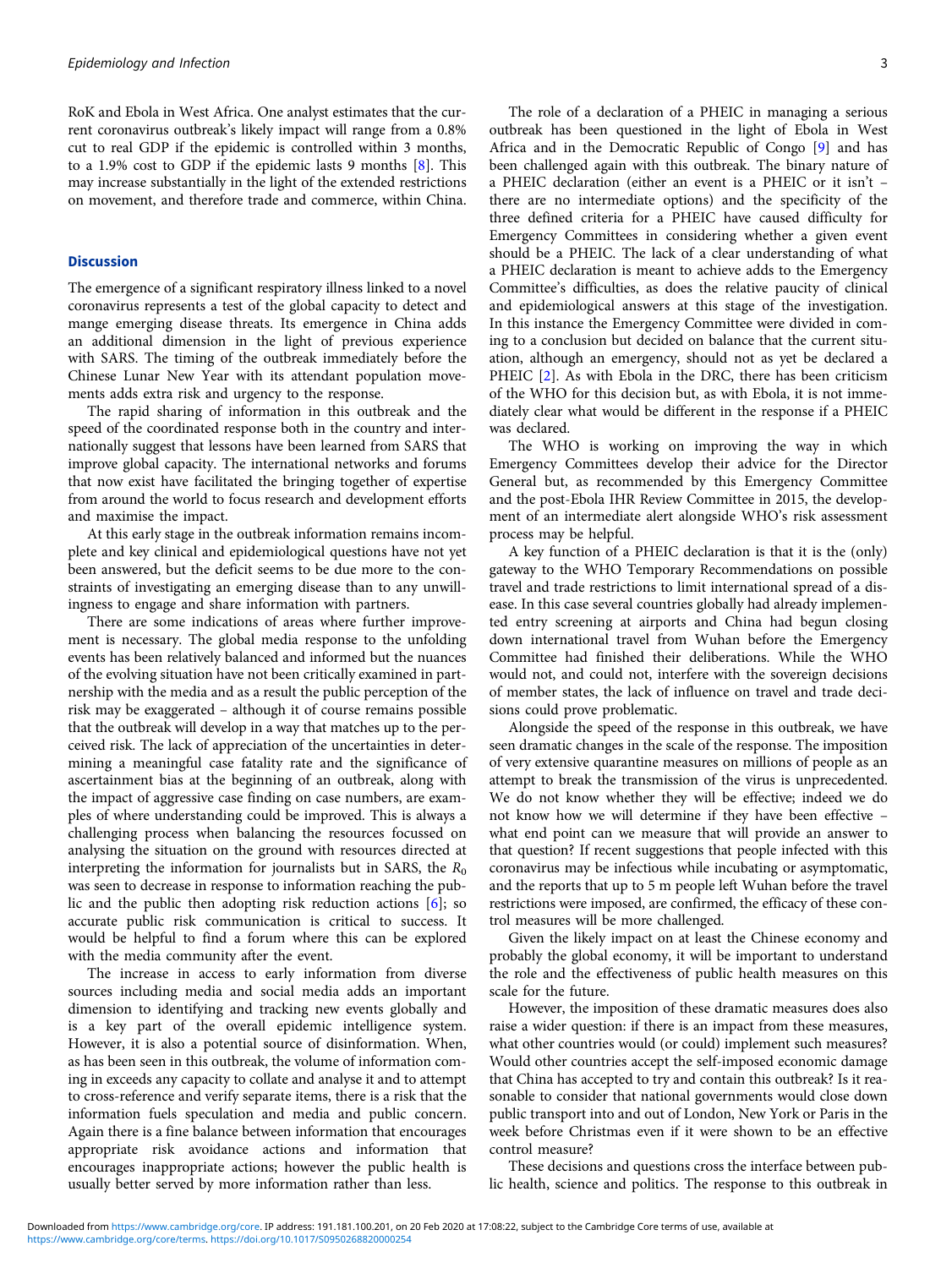RoK and Ebola in West Africa. One analyst estimates that the current coronavirus outbreak's likely impact will range from a 0.8% cut to real GDP if the epidemic is controlled within 3 months, to a 1.9% cost to GDP if the epidemic lasts 9 months [8]. This may increase substantially in the light of the extended restrictions on movement, and therefore trade and commerce, within China.

## Discussion

The emergence of a significant respiratory illness linked to a novel coronavirus represents a test of the global capacity to detect and mange emerging disease threats. Its emergence in China adds an additional dimension in the light of previous experience with SARS. The timing of the outbreak immediately before the Chinese Lunar New Year with its attendant population movements adds extra risk and urgency to the response.

The rapid sharing of information in this outbreak and the speed of the coordinated response both in the country and internationally suggest that lessons have been learned from SARS that improve global capacity. The international networks and forums that now exist have facilitated the bringing together of expertise from around the world to focus research and development efforts and maximise the impact.

At this early stage in the outbreak information remains incomplete and key clinical and epidemiological questions have not yet been answered, but the deficit seems to be due more to the constraints of investigating an emerging disease than to any unwillingness to engage and share information with partners.

There are some indications of areas where further improvement is necessary. The global media response to the unfolding events has been relatively balanced and informed but the nuances of the evolving situation have not been critically examined in partnership with the media and as a result the public perception of the risk may be exaggerated – although it of course remains possible that the outbreak will develop in a way that matches up to the perceived risk. The lack of appreciation of the uncertainties in determining a meaningful case fatality rate and the significance of ascertainment bias at the beginning of an outbreak, along with the impact of aggressive case finding on case numbers, are examples of where understanding could be improved. This is always a challenging process when balancing the resources focussed on analysing the situation on the ground with resources directed at interpreting the information for journalists but in SARS, the $R_0$ was seen to decrease in response to information reaching the public and the public then adopting risk reduction actions [6]; so accurate public risk communication is critical to success. It would be helpful to find a forum where this can be explored with the media community after the event.

The increase in access to early information from diverse sources including media and social media adds an important dimension to identifying and tracking new events globally and is a key part of the overall epidemic intelligence system. However, it is also a potential source of disinformation. When, as has been seen in this outbreak, the volume of information coming in exceeds any capacity to collate and analyse it and to attempt to cross-reference and verify separate items, there is a risk that the information fuels speculation and media and public concern. Again there is a fine balance between information that encourages appropriate risk avoidance actions and information that encourages inappropriate actions; however the public health is usually better served by more information rather than less.

The role of a declaration of a PHEIC in managing a serious outbreak has been questioned in the light of Ebola in West Africa and in the Democratic Republic of Congo [9] and has been challenged again with this outbreak. The binary nature of a PHEIC declaration (either an event is a PHEIC or it isn't – there are no intermediate options) and the specificity of the three defined criteria for a PHEIC have caused difficulty for Emergency Committees in considering whether a given event should be a PHEIC. The lack of a clear understanding of what a PHEIC declaration is meant to achieve adds to the Emergency Committee's difficulties, as does the relative paucity of clinical and epidemiological answers at this stage of the investigation. In this instance the Emergency Committee were divided in coming to a conclusion but decided on balance that the current situation, although an emergency, should not as yet be declared a PHEIC [2]. As with Ebola in the DRC, there has been criticism of the WHO for this decision but, as with Ebola, it is not immediately clear what would be different in the response if a PHEIC was declared.

The WHO is working on improving the way in which Emergency Committees develop their advice for the Director General but, as recommended by this Emergency Committee and the post-Ebola IHR Review Committee in 2015, the development of an intermediate alert alongside WHO's risk assessment process may be helpful.

A key function of a PHEIC declaration is that it is the (only) gateway to the WHO Temporary Recommendations on possible travel and trade restrictions to limit international spread of a disease. In this case several countries globally had already implemented entry screening at airports and China had begun closing down international travel from Wuhan before the Emergency Committee had finished their deliberations. While the WHO would not, and could not, interfere with the sovereign decisions of member states, the lack of influence on travel and trade decisions could prove problematic.

Alongside the speed of the response in this outbreak, we have seen dramatic changes in the scale of the response. The imposition of very extensive quarantine measures on millions of people as an attempt to break the transmission of the virus is unprecedented. We do not know whether they will be effective; indeed we do not know how we will determine if they have been effective – what end point can we measure that will provide an answer to that question? If recent suggestions that people infected with this coronavirus may be infectious while incubating or asymptomatic, and the reports that up to 5 m people left Wuhan before the travel restrictions were imposed, are confirmed, the efficacy of these control measures will be more challenged.

Given the likely impact on at least the Chinese economy and probably the global economy, it will be important to understand the role and the effectiveness of public health measures on this scale for the future.

However, the imposition of these dramatic measures does also raise a wider question: if there is an impact from these measures, what other countries would (or could) implement such measures? Would other countries accept the self-imposed economic damage that China has accepted to try and contain this outbreak? Is it reasonable to consider that national governments would close down public transport into and out of London, New York or Paris in the week before Christmas even if it were shown to be an effective control measure?

These decisions and questions cross the interface between public health, science and politics. The response to this outbreak in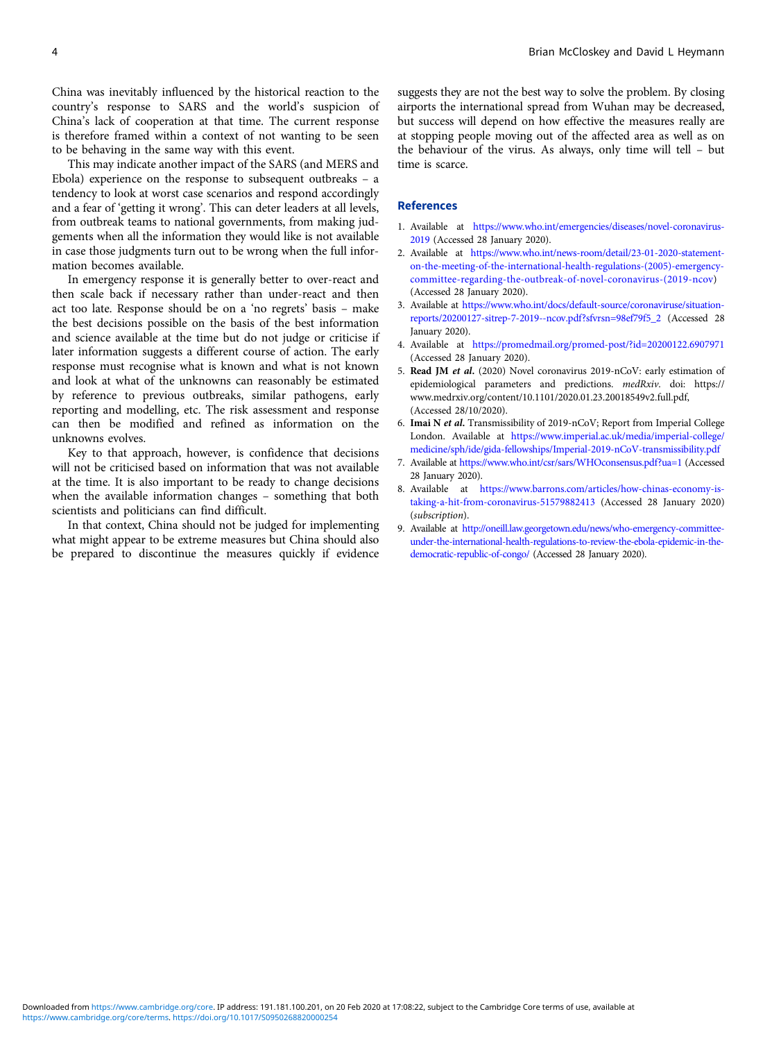China was inevitably influenced by the historical reaction to the country's response to SARS and the world's suspicion of China's lack of cooperation at that time. The current response is therefore framed within a context of not wanting to be seen to be behaving in the same way with this event.

This may indicate another impact of the SARS (and MERS and Ebola) experience on the response to subsequent outbreaks – a tendency to look at worst case scenarios and respond accordingly and a fear of 'getting it wrong'. This can deter leaders at all levels, from outbreak teams to national governments, from making judgements when all the information they would like is not available in case those judgments turn out to be wrong when the full information becomes available.

In emergency response it is generally better to over-react and then scale back if necessary rather than under-react and then act too late. Response should be on a 'no regrets' basis – make the best decisions possible on the basis of the best information and science available at the time but do not judge or criticise if later information suggests a different course of action. The early response must recognise what is known and what is not known and look at what of the unknowns can reasonably be estimated by reference to previous outbreaks, similar pathogens, early reporting and modelling, etc. The risk assessment and response can then be modified and refined as information on the unknowns evolves.

Key to that approach, however, is confidence that decisions will not be criticised based on information that was not available at the time. It is also important to be ready to change decisions when the available information changes – something that both scientists and politicians can find difficult.

In that context, China should not be judged for implementing what might appear to be extreme measures but China should also be prepared to discontinue the measures quickly if evidence suggests they are not the best way to solve the problem. By closing airports the international spread from Wuhan may be decreased, but success will depend on how effective the measures really are at stopping people moving out of the affected area as well as on the behaviour of the virus. As always, only time will tell – but time is scarce.

## References

1. Available at https://www.who.int/emergencies/diseases/novel-coronavirus-2019 (Accessed 28 January 2020).
2. Available at https://www.who.int/news-room/detail/23-01-2020-statement-on-the-meeting-of-the-international-health-regulations-(2005)-emergency-committee-regarding-the-outbreak-of-novel-coronavirus-(2019-ncov) (Accessed 28 January 2020).
3. Available at https://www.who.int/docs/default-source/coronaviruse/situation-reports/20200127-sitrep-7-2019--ncov.pdf?sfvrsn=98ef79f5_2 (Accessed 28 January 2020).
4. Available at https://promedmail.org/promed-post/?id=20200122.6907971 (Accessed 28 January 2020).
5. **Read JM *et al*.** (2020) Novel coronavirus 2019-nCoV: early estimation of epidemiological parameters and predictions. *medRxiv*. doi: https://www.medrxiv.org/content/10.1101/2020.01.23.20018549v2.full.pdf, (Accessed 28/10/2020).
6. **Imai N *et al*.** Transmissibility of 2019-nCoV; Report from Imperial College London. Available at https://www.imperial.ac.uk/media/imperial-college/medicine/sph/ide/gida-fellowships/Imperial-2019-nCoV-transmissibility.pdf
7. Available at https://www.who.int/csr/sars/WHOconsensus.pdf?ua=1 (Accessed 28 January 2020).
8. Available at https://www.barrons.com/articles/how-chinas-economy-is-taking-a-hit-from-coronavirus-51579882413 (Accessed 28 January 2020) (*subscription*).
9. Available at http://oneill.law.georgetown.edu/news/who-emergency-committee-under-the-international-health-regulations-to-review-the-ebola-epidemic-in-the-democratic-republic-of-congo/ (Accessed 28 January 2020).